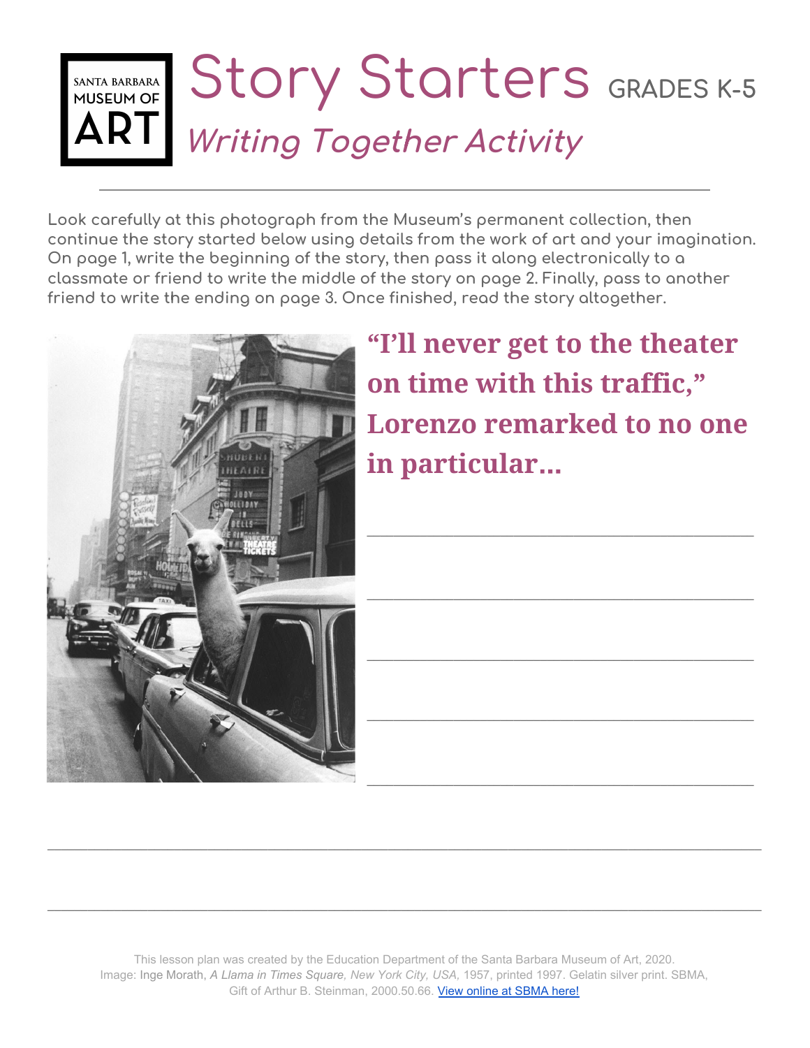SANTA BARBARA MUSEUM OF ART

# Story Starters GRADES K-5

## *Writing Together Activity*

---

Look carefully at this photograph from the Museum's permanent collection, then continue the story started below using details from the work of art and your imagination. On page 1, write the beginning of the story, then pass it along electronically to a classmate or friend to write the middle of the story on page 2. Finally, pass to another friend to write the ending on page 3. Once finished, read the story altogether.

**"I'll never get to the theater on time with this traffic," Lorenzo remarked to no one in particular...**

\_\_\_\_\_\_\_\_\_\_\_\_\_\_\_\_\_\_\_\_\_\_\_\_\_\_\_\_\_\_\_\_\_\_\_\_\_\_\_\_

\_\_\_\_\_\_\_\_\_\_\_\_\_\_\_\_\_\_\_\_\_\_\_\_\_\_\_\_\_\_\_\_\_\_\_\_\_\_\_\_

\_\_\_\_\_\_\_\_\_\_\_\_\_\_\_\_\_\_\_\_\_\_\_\_\_\_\_\_\_\_\_\_\_\_\_\_\_\_\_\_

\_\_\_\_\_\_\_\_\_\_\_\_\_\_\_\_\_\_\_\_\_\_\_\_\_\_\_\_\_\_\_\_\_\_\_\_\_\_\_\_

\_\_\_\_\_\_\_\_\_\_\_\_\_\_\_\_\_\_\_\_\_\_\_\_\_\_\_\_\_\_\_\_\_\_\_\_\_\_\_\_

\_\_\_\_\_\_\_\_\_\_\_\_\_\_\_\_\_\_\_\_\_\_\_\_\_\_\_\_\_\_\_\_\_\_\_\_\_\_\_\_\_\_\_\_\_\_\_\_\_\_\_\_\_\_\_\_\_\_\_\_\_\_\_\_\_\_\_\_\_\_\_\_\_\_\_\_\_\_

\_\_\_\_\_\_\_\_\_\_\_\_\_\_\_\_\_\_\_\_\_\_\_\_\_\_\_\_\_\_\_\_\_\_\_\_\_\_\_\_\_\_\_\_\_\_\_\_\_\_\_\_\_\_\_\_\_\_\_\_\_\_\_\_\_\_\_\_\_\_\_\_\_\_\_\_\_\_

This lesson plan was created by the Education Department of the Santa Barbara Museum of Art, 2020.
Image: Inge Morath, *A Llama in Times Square, New York City, USA,* 1957, printed 1997. Gelatin silver print. SBMA, Gift of Arthur B. Steinman, 2000.50.66. View online at SBMA here!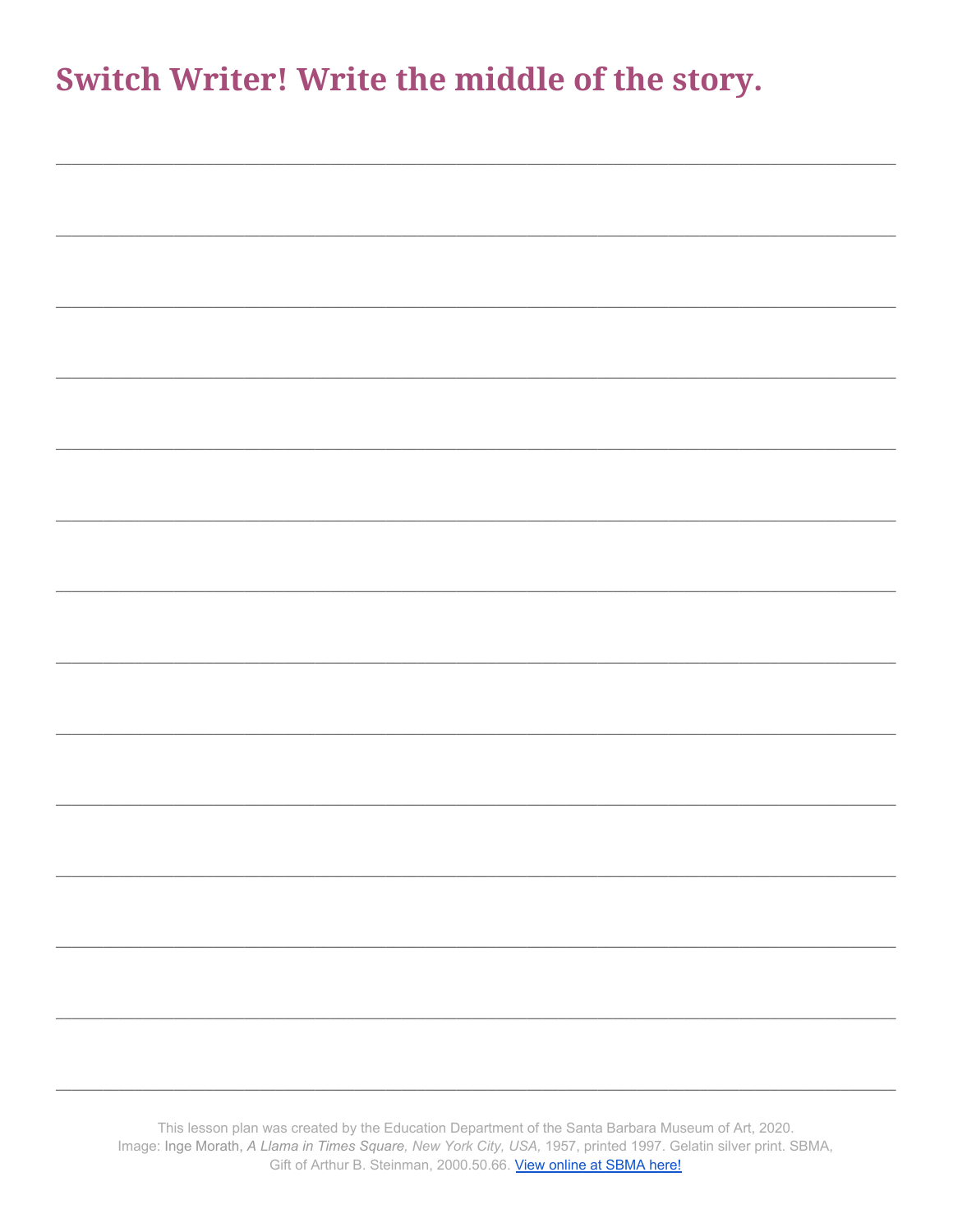# Switch Writer! Write the middle of the story.

\_\_\_\_\_\_\_\_\_\_\_\_\_\_\_\_\_\_\_\_\_\_\_\_\_\_\_\_\_\_\_\_\_\_\_\_\_\_\_\_\_\_\_\_\_\_\_\_\_\_\_\_\_\_\_\_\_\_\_\_\_\_\_\_\_\_\_\_\_\_\_\_\_\_\_\_\_\_

\_\_\_\_\_\_\_\_\_\_\_\_\_\_\_\_\_\_\_\_\_\_\_\_\_\_\_\_\_\_\_\_\_\_\_\_\_\_\_\_\_\_\_\_\_\_\_\_\_\_\_\_\_\_\_\_\_\_\_\_\_\_\_\_\_\_\_\_\_\_\_\_\_\_\_\_\_\_

\_\_\_\_\_\_\_\_\_\_\_\_\_\_\_\_\_\_\_\_\_\_\_\_\_\_\_\_\_\_\_\_\_\_\_\_\_\_\_\_\_\_\_\_\_\_\_\_\_\_\_\_\_\_\_\_\_\_\_\_\_\_\_\_\_\_\_\_\_\_\_\_\_\_\_\_\_\_

\_\_\_\_\_\_\_\_\_\_\_\_\_\_\_\_\_\_\_\_\_\_\_\_\_\_\_\_\_\_\_\_\_\_\_\_\_\_\_\_\_\_\_\_\_\_\_\_\_\_\_\_\_\_\_\_\_\_\_\_\_\_\_\_\_\_\_\_\_\_\_\_\_\_\_\_\_\_

\_\_\_\_\_\_\_\_\_\_\_\_\_\_\_\_\_\_\_\_\_\_\_\_\_\_\_\_\_\_\_\_\_\_\_\_\_\_\_\_\_\_\_\_\_\_\_\_\_\_\_\_\_\_\_\_\_\_\_\_\_\_\_\_\_\_\_\_\_\_\_\_\_\_\_\_\_\_

\_\_\_\_\_\_\_\_\_\_\_\_\_\_\_\_\_\_\_\_\_\_\_\_\_\_\_\_\_\_\_\_\_\_\_\_\_\_\_\_\_\_\_\_\_\_\_\_\_\_\_\_\_\_\_\_\_\_\_\_\_\_\_\_\_\_\_\_\_\_\_\_\_\_\_\_\_\_

\_\_\_\_\_\_\_\_\_\_\_\_\_\_\_\_\_\_\_\_\_\_\_\_\_\_\_\_\_\_\_\_\_\_\_\_\_\_\_\_\_\_\_\_\_\_\_\_\_\_\_\_\_\_\_\_\_\_\_\_\_\_\_\_\_\_\_\_\_\_\_\_\_\_\_\_\_\_

\_\_\_\_\_\_\_\_\_\_\_\_\_\_\_\_\_\_\_\_\_\_\_\_\_\_\_\_\_\_\_\_\_\_\_\_\_\_\_\_\_\_\_\_\_\_\_\_\_\_\_\_\_\_\_\_\_\_\_\_\_\_\_\_\_\_\_\_\_\_\_\_\_\_\_\_\_\_

\_\_\_\_\_\_\_\_\_\_\_\_\_\_\_\_\_\_\_\_\_\_\_\_\_\_\_\_\_\_\_\_\_\_\_\_\_\_\_\_\_\_\_\_\_\_\_\_\_\_\_\_\_\_\_\_\_\_\_\_\_\_\_\_\_\_\_\_\_\_\_\_\_\_\_\_\_\_

\_\_\_\_\_\_\_\_\_\_\_\_\_\_\_\_\_\_\_\_\_\_\_\_\_\_\_\_\_\_\_\_\_\_\_\_\_\_\_\_\_\_\_\_\_\_\_\_\_\_\_\_\_\_\_\_\_\_\_\_\_\_\_\_\_\_\_\_\_\_\_\_\_\_\_\_\_\_

\_\_\_\_\_\_\_\_\_\_\_\_\_\_\_\_\_\_\_\_\_\_\_\_\_\_\_\_\_\_\_\_\_\_\_\_\_\_\_\_\_\_\_\_\_\_\_\_\_\_\_\_\_\_\_\_\_\_\_\_\_\_\_\_\_\_\_\_\_\_\_\_\_\_\_\_\_\_

\_\_\_\_\_\_\_\_\_\_\_\_\_\_\_\_\_\_\_\_\_\_\_\_\_\_\_\_\_\_\_\_\_\_\_\_\_\_\_\_\_\_\_\_\_\_\_\_\_\_\_\_\_\_\_\_\_\_\_\_\_\_\_\_\_\_\_\_\_\_\_\_\_\_\_\_\_\_

\_\_\_\_\_\_\_\_\_\_\_\_\_\_\_\_\_\_\_\_\_\_\_\_\_\_\_\_\_\_\_\_\_\_\_\_\_\_\_\_\_\_\_\_\_\_\_\_\_\_\_\_\_\_\_\_\_\_\_\_\_\_\_\_\_\_\_\_\_\_\_\_\_\_\_\_\_\_

\_\_\_\_\_\_\_\_\_\_\_\_\_\_\_\_\_\_\_\_\_\_\_\_\_\_\_\_\_\_\_\_\_\_\_\_\_\_\_\_\_\_\_\_\_\_\_\_\_\_\_\_\_\_\_\_\_\_\_\_\_\_\_\_\_\_\_\_\_\_\_\_\_\_\_\_\_\_

This lesson plan was created by the Education Department of the Santa Barbara Museum of Art, 2020.
Image: Inge Morath, *A Llama in Times Square, New York City, USA,* 1957, printed 1997. Gelatin silver print. SBMA, Gift of Arthur B. Steinman, 2000.50.66. [View online at SBMA here!]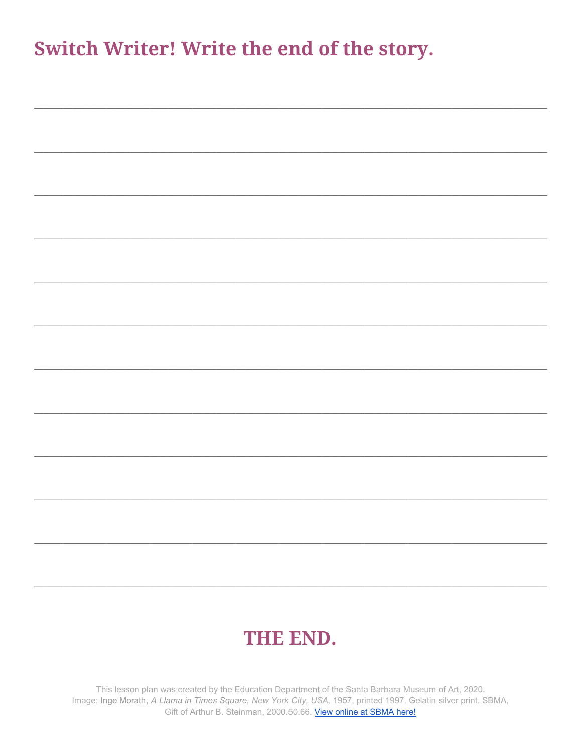# Switch Writer! Write the end of the story.

\_\_\_\_\_\_\_\_\_\_\_\_\_\_\_\_\_\_\_\_\_\_\_\_\_\_\_\_\_\_\_\_\_\_\_\_\_\_\_\_\_\_\_\_\_\_\_\_\_\_\_\_\_\_\_\_\_\_\_\_\_\_\_\_\_\_\_\_\_\_\_\_\_\_\_\_\_\_

\_\_\_\_\_\_\_\_\_\_\_\_\_\_\_\_\_\_\_\_\_\_\_\_\_\_\_\_\_\_\_\_\_\_\_\_\_\_\_\_\_\_\_\_\_\_\_\_\_\_\_\_\_\_\_\_\_\_\_\_\_\_\_\_\_\_\_\_\_\_\_\_\_\_\_\_\_\_

\_\_\_\_\_\_\_\_\_\_\_\_\_\_\_\_\_\_\_\_\_\_\_\_\_\_\_\_\_\_\_\_\_\_\_\_\_\_\_\_\_\_\_\_\_\_\_\_\_\_\_\_\_\_\_\_\_\_\_\_\_\_\_\_\_\_\_\_\_\_\_\_\_\_\_\_\_\_

\_\_\_\_\_\_\_\_\_\_\_\_\_\_\_\_\_\_\_\_\_\_\_\_\_\_\_\_\_\_\_\_\_\_\_\_\_\_\_\_\_\_\_\_\_\_\_\_\_\_\_\_\_\_\_\_\_\_\_\_\_\_\_\_\_\_\_\_\_\_\_\_\_\_\_\_\_\_

\_\_\_\_\_\_\_\_\_\_\_\_\_\_\_\_\_\_\_\_\_\_\_\_\_\_\_\_\_\_\_\_\_\_\_\_\_\_\_\_\_\_\_\_\_\_\_\_\_\_\_\_\_\_\_\_\_\_\_\_\_\_\_\_\_\_\_\_\_\_\_\_\_\_\_\_\_\_

\_\_\_\_\_\_\_\_\_\_\_\_\_\_\_\_\_\_\_\_\_\_\_\_\_\_\_\_\_\_\_\_\_\_\_\_\_\_\_\_\_\_\_\_\_\_\_\_\_\_\_\_\_\_\_\_\_\_\_\_\_\_\_\_\_\_\_\_\_\_\_\_\_\_\_\_\_\_

\_\_\_\_\_\_\_\_\_\_\_\_\_\_\_\_\_\_\_\_\_\_\_\_\_\_\_\_\_\_\_\_\_\_\_\_\_\_\_\_\_\_\_\_\_\_\_\_\_\_\_\_\_\_\_\_\_\_\_\_\_\_\_\_\_\_\_\_\_\_\_\_\_\_\_\_\_\_

\_\_\_\_\_\_\_\_\_\_\_\_\_\_\_\_\_\_\_\_\_\_\_\_\_\_\_\_\_\_\_\_\_\_\_\_\_\_\_\_\_\_\_\_\_\_\_\_\_\_\_\_\_\_\_\_\_\_\_\_\_\_\_\_\_\_\_\_\_\_\_\_\_\_\_\_\_\_

\_\_\_\_\_\_\_\_\_\_\_\_\_\_\_\_\_\_\_\_\_\_\_\_\_\_\_\_\_\_\_\_\_\_\_\_\_\_\_\_\_\_\_\_\_\_\_\_\_\_\_\_\_\_\_\_\_\_\_\_\_\_\_\_\_\_\_\_\_\_\_\_\_\_\_\_\_\_

\_\_\_\_\_\_\_\_\_\_\_\_\_\_\_\_\_\_\_\_\_\_\_\_\_\_\_\_\_\_\_\_\_\_\_\_\_\_\_\_\_\_\_\_\_\_\_\_\_\_\_\_\_\_\_\_\_\_\_\_\_\_\_\_\_\_\_\_\_\_\_\_\_\_\_\_\_\_

\_\_\_\_\_\_\_\_\_\_\_\_\_\_\_\_\_\_\_\_\_\_\_\_\_\_\_\_\_\_\_\_\_\_\_\_\_\_\_\_\_\_\_\_\_\_\_\_\_\_\_\_\_\_\_\_\_\_\_\_\_\_\_\_\_\_\_\_\_\_\_\_\_\_\_\_\_\_

\_\_\_\_\_\_\_\_\_\_\_\_\_\_\_\_\_\_\_\_\_\_\_\_\_\_\_\_\_\_\_\_\_\_\_\_\_\_\_\_\_\_\_\_\_\_\_\_\_\_\_\_\_\_\_\_\_\_\_\_\_\_\_\_\_\_\_\_\_\_\_\_\_\_\_\_\_\_

**THE END.**

This lesson plan was created by the Education Department of the Santa Barbara Museum of Art, 2020.
Image: Inge Morath, *A Llama in Times Square, New York City, USA,* 1957, printed 1997. Gelatin silver print. SBMA, Gift of Arthur B. Steinman, 2000.50.66. View online at SBMA here!